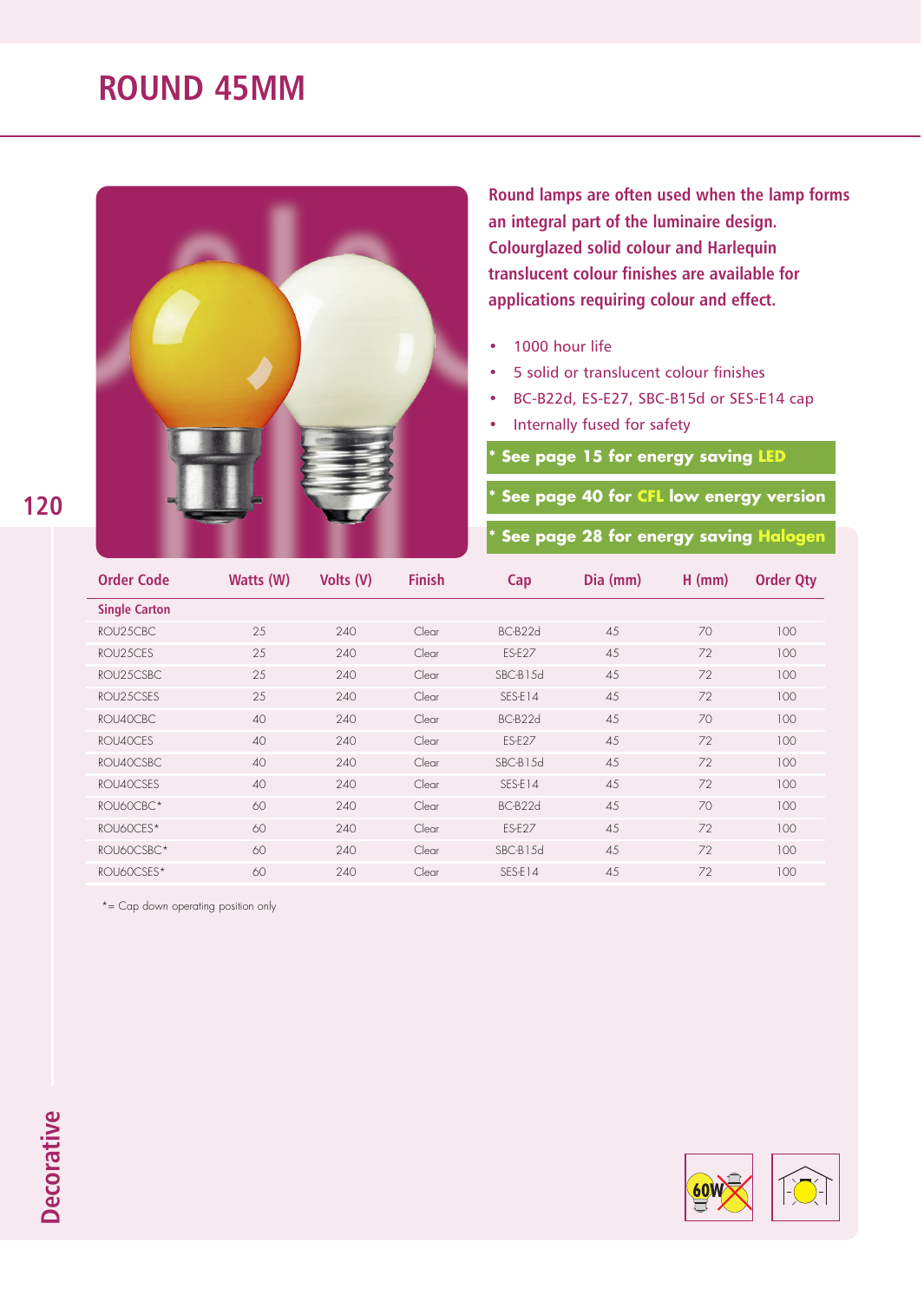# ROUND 45MM

**Round lamps are often used when the lamp forms an integral part of the luminaire design. Colourglazed solid colour and Harlequin translucent colour finishes are available for applications requiring colour and effect.**

- 1000 hour life
- 5 solid or translucent colour finishes
- BC-B22d, ES-E27, SBC-B15d or SES-E14 cap
- Internally fused for safety

**\* See page 15 for energy saving LED**

**\* See page 40 for CFL low energy version**

**\* See page 28 for energy saving Halogen**

| Order Code | Watts (W) | Volts (V) | Finish | Cap | Dia (mm) | H (mm) | Order Qty |
|---|---|---|---|---|---|---|---|
| **Single Carton** | | | | | | | |
| ROU25CBC | 25 | 240 | Clear | BC-B22d | 45 | 70 | 100 |
| ROU25CES | 25 | 240 | Clear | ES-E27 | 45 | 72 | 100 |
| ROU25CSBC | 25 | 240 | Clear | SBC-B15d | 45 | 72 | 100 |
| ROU25CSES | 25 | 240 | Clear | SES-E14 | 45 | 72 | 100 |
| ROU40CBC | 40 | 240 | Clear | BC-B22d | 45 | 70 | 100 |
| ROU40CES | 40 | 240 | Clear | ES-E27 | 45 | 72 | 100 |
| ROU40CSBC | 40 | 240 | Clear | SBC-B15d | 45 | 72 | 100 |
| ROU40CSES | 40 | 240 | Clear | SES-E14 | 45 | 72 | 100 |
| ROU60CBC* | 60 | 240 | Clear | BC-B22d | 45 | 70 | 100 |
| ROU60CES* | 60 | 240 | Clear | ES-E27 | 45 | 72 | 100 |
| ROU60CSBC* | 60 | 240 | Clear | SBC-B15d | 45 | 72 | 100 |
| ROU60CSES* | 60 | 240 | Clear | SES-E14 | 45 | 72 | 100 |

*= Cap down operating position only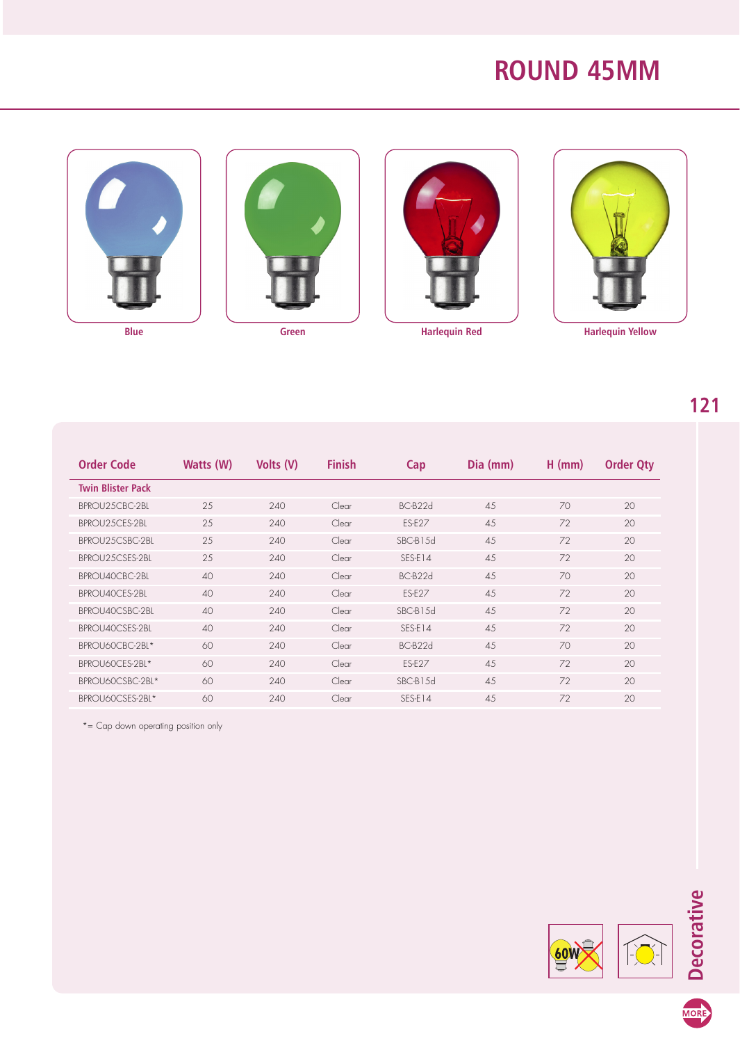# ROUND 45MM

Blue

Green

Harlequin Red

Harlequin Yellow

| Order Code | Watts (W) | Volts (V) | Finish | Cap | Dia (mm) | H (mm) | Order Qty |
|---|---|---|---|---|---|---|---|
| **Twin Blister Pack** | | | | | | | |
| BPROU25CBC-2BL | 25 | 240 | Clear | BC-B22d | 45 | 70 | 20 |
| BPROU25CES-2BL | 25 | 240 | Clear | ES-E27 | 45 | 72 | 20 |
| BPROU25CSBC-2BL | 25 | 240 | Clear | SBC-B15d | 45 | 72 | 20 |
| BPROU25CSES-2BL | 25 | 240 | Clear | SES-E14 | 45 | 72 | 20 |
| BPROU40CBC-2BL | 40 | 240 | Clear | BC-B22d | 45 | 70 | 20 |
| BPROU40CES-2BL | 40 | 240 | Clear | ES-E27 | 45 | 72 | 20 |
| BPROU40CSBC-2BL | 40 | 240 | Clear | SBC-B15d | 45 | 72 | 20 |
| BPROU40CSES-2BL | 40 | 240 | Clear | SES-E14 | 45 | 72 | 20 |
| BPROU60CBC-2BL* | 60 | 240 | Clear | BC-B22d | 45 | 70 | 20 |
| BPROU60CES-2BL* | 60 | 240 | Clear | ES-E27 | 45 | 72 | 20 |
| BPROU60CSBC-2BL* | 60 | 240 | Clear | SBC-B15d | 45 | 72 | 20 |
| BPROU60CSES-2BL* | 60 | 240 | Clear | SES-E14 | 45 | 72 | 20 |

*= Cap down operating position only

Decorative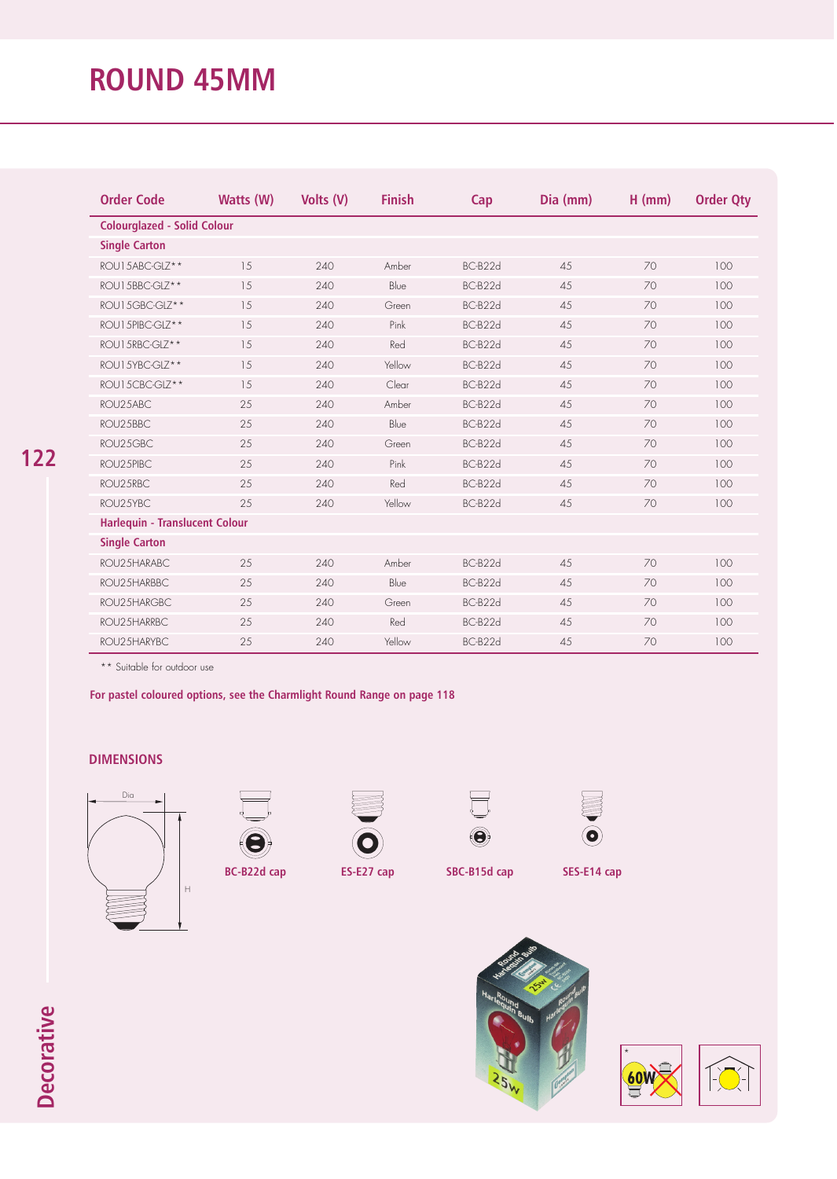# ROUND 45MM

| Order Code | Watts (W) | Volts (V) | Finish | Cap | Dia (mm) | H (mm) | Order Qty |
|---|---|---|---|---|---|---|---|
| **Colourglazed - Solid Colour** | | | | | | | |
| **Single Carton** | | | | | | | |
| ROU15ABC-GLZ** | 15 | 240 | Amber | BC-B22d | 45 | 70 | 100 |
| ROU15BBC-GLZ** | 15 | 240 | Blue | BC-B22d | 45 | 70 | 100 |
| ROU15GBC-GLZ** | 15 | 240 | Green | BC-B22d | 45 | 70 | 100 |
| ROU15PIBC-GLZ** | 15 | 240 | Pink | BC-B22d | 45 | 70 | 100 |
| ROU15RBC-GLZ** | 15 | 240 | Red | BC-B22d | 45 | 70 | 100 |
| ROU15YBC-GLZ** | 15 | 240 | Yellow | BC-B22d | 45 | 70 | 100 |
| ROU15CBC-GLZ** | 15 | 240 | Clear | BC-B22d | 45 | 70 | 100 |
| ROU25ABC | 25 | 240 | Amber | BC-B22d | 45 | 70 | 100 |
| ROU25BBC | 25 | 240 | Blue | BC-B22d | 45 | 70 | 100 |
| ROU25GBC | 25 | 240 | Green | BC-B22d | 45 | 70 | 100 |
| ROU25PIBC | 25 | 240 | Pink | BC-B22d | 45 | 70 | 100 |
| ROU25RBC | 25 | 240 | Red | BC-B22d | 45 | 70 | 100 |
| ROU25YBC | 25 | 240 | Yellow | BC-B22d | 45 | 70 | 100 |
| **Harlequin - Translucent Colour** | | | | | | | |
| **Single Carton** | | | | | | | |
| ROU25HARABC | 25 | 240 | Amber | BC-B22d | 45 | 70 | 100 |
| ROU25HARBBC | 25 | 240 | Blue | BC-B22d | 45 | 70 | 100 |
| ROU25HARGBC | 25 | 240 | Green | BC-B22d | 45 | 70 | 100 |
| ROU25HARRBC | 25 | 240 | Red | BC-B22d | 45 | 70 | 100 |
| ROU25HARYBC | 25 | 240 | Yellow | BC-B22d | 45 | 70 | 100 |

** Suitable for outdoor use

**For pastel coloured options, see the Charmlight Round Range on page 118**

## DIMENSIONS

Dia

H

BC-B22d cap

ES-E27 cap

SBC-B15d cap

SES-E14 cap

Decorative